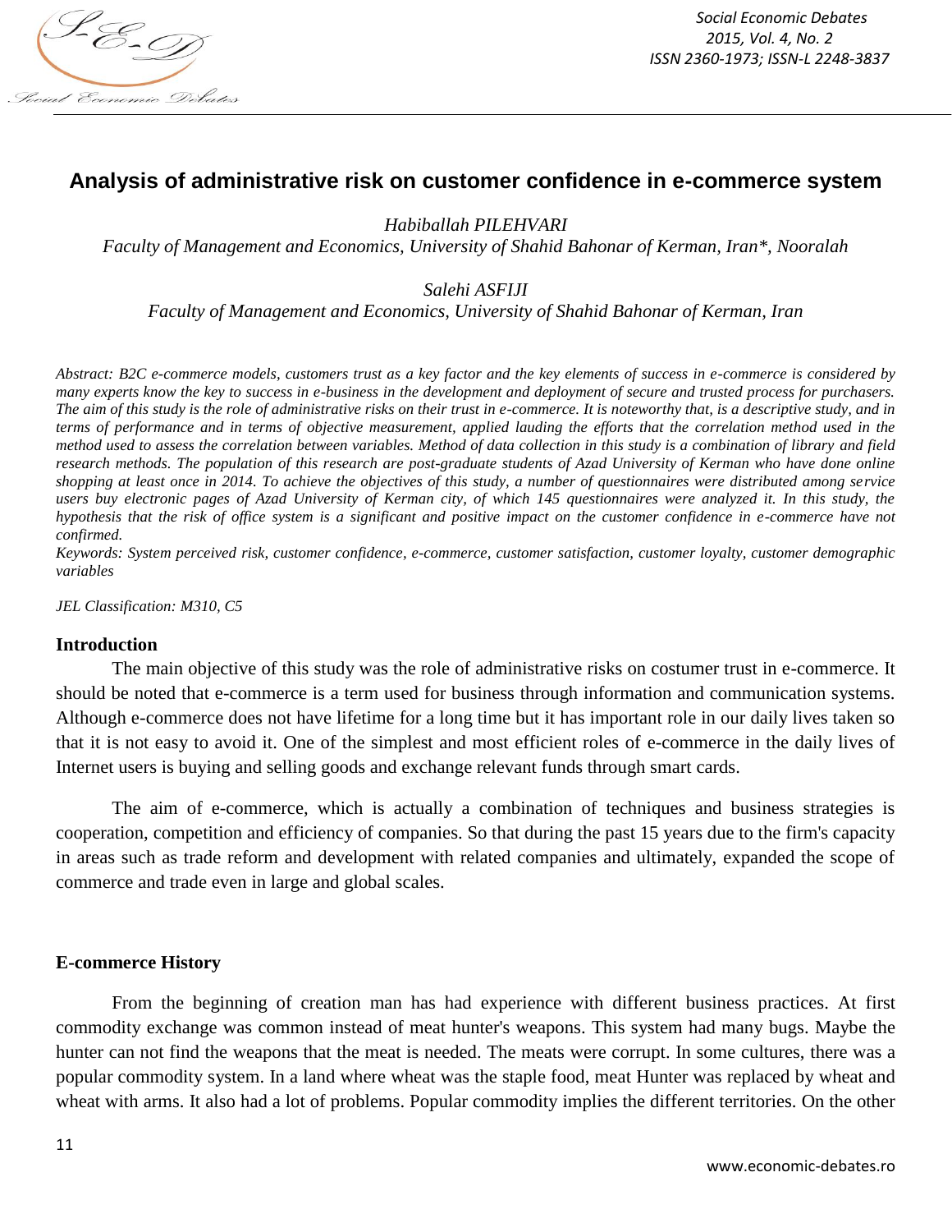# Analysis of administrative risk on customer confidence in e-commerce system

*Habiballah PILEHVARI*

*Faculty of Management and Economics, University of Shahid Bahonar of Kerman, Iran\*, Nooralah*

*Salehi ASFIJI*

*Faculty of Management and Economics, University of Shahid Bahonar of Kerman, Iran*

*Abstract: B2C e-commerce models, customers trust as a key factor and the key elements of success in e-commerce is considered by many experts know the key to success in e-business in the development and deployment of secure and trusted process for purchasers. The aim of this study is the role of administrative risks on their trust in e-commerce. It is noteworthy that, is a descriptive study, and in terms of performance and in terms of objective measurement, applied lauding the efforts that the correlation method used in the method used to assess the correlation between variables. Method of data collection in this study is a combination of library and field research methods. The population of this research are post-graduate students of Azad University of Kerman who have done online shopping at least once in 2014. To achieve the objectives of this study, a number of questionnaires were distributed among service users buy electronic pages of Azad University of Kerman city, of which 145 questionnaires were analyzed it. In this study, the hypothesis that the risk of office system is a significant and positive impact on the customer confidence in e-commerce have not confirmed.*

*Keywords: System perceived risk, customer confidence, e-commerce, customer satisfaction, customer loyalty, customer demographic variables*

*JEL Classification: M310, C5*

## Introduction

The main objective of this study was the role of administrative risks on costumer trust in e-commerce. It should be noted that e-commerce is a term used for business through information and communication systems. Although e-commerce does not have lifetime for a long time but it has important role in our daily lives taken so that it is not easy to avoid it. One of the simplest and most efficient roles of e-commerce in the daily lives of Internet users is buying and selling goods and exchange relevant funds through smart cards.

The aim of e-commerce, which is actually a combination of techniques and business strategies is cooperation, competition and efficiency of companies. So that during the past 15 years due to the firm's capacity in areas such as trade reform and development with related companies and ultimately, expanded the scope of commerce and trade even in large and global scales.

## E-commerce History

From the beginning of creation man has had experience with different business practices. At first commodity exchange was common instead of meat hunter's weapons. This system had many bugs. Maybe the hunter can not find the weapons that the meat is needed. The meats were corrupt. In some cultures, there was a popular commodity system. In a land where wheat was the staple food, meat Hunter was replaced by wheat and wheat with arms. It also had a lot of problems. Popular commodity implies the different territories. On the other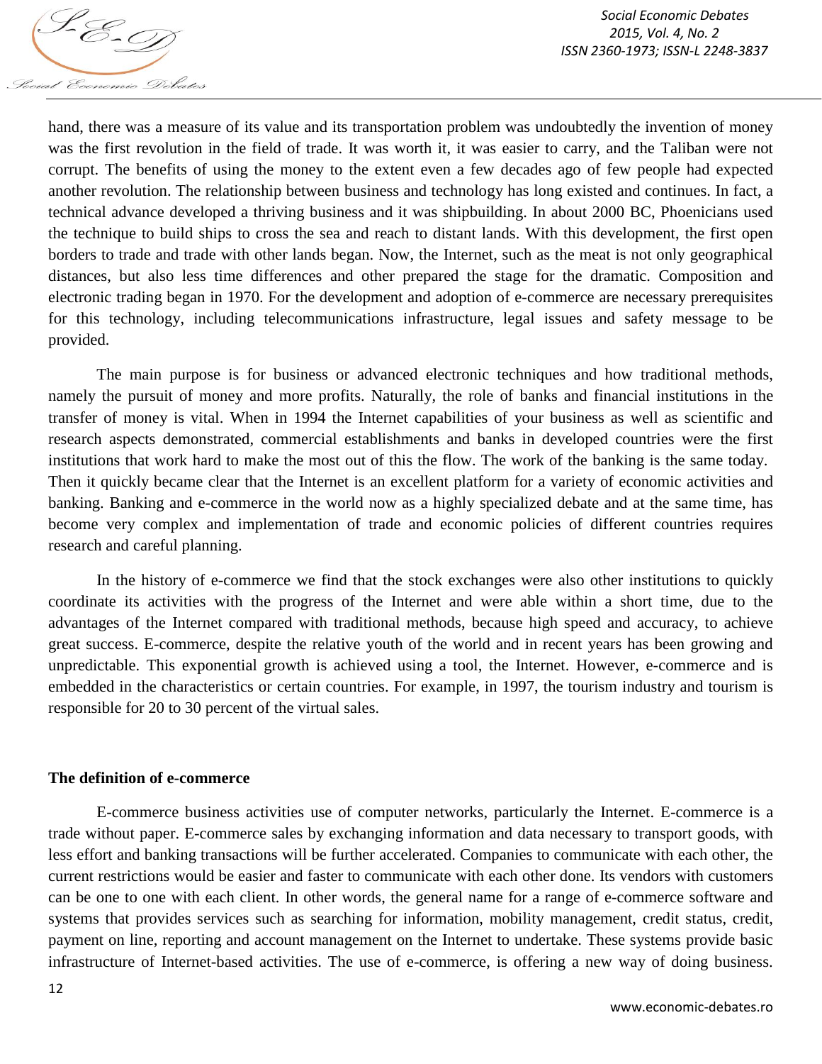hand, there was a measure of its value and its transportation problem was undoubtedly the invention of money was the first revolution in the field of trade. It was worth it, it was easier to carry, and the Taliban were not corrupt. The benefits of using the money to the extent even a few decades ago of few people had expected another revolution. The relationship between business and technology has long existed and continues. In fact, a technical advance developed a thriving business and it was shipbuilding. In about 2000 BC, Phoenicians used the technique to build ships to cross the sea and reach to distant lands. With this development, the first open borders to trade and trade with other lands began. Now, the Internet, such as the meat is not only geographical distances, but also less time differences and other prepared the stage for the dramatic. Composition and electronic trading began in 1970. For the development and adoption of e-commerce are necessary prerequisites for this technology, including telecommunications infrastructure, legal issues and safety message to be provided.

The main purpose is for business or advanced electronic techniques and how traditional methods, namely the pursuit of money and more profits. Naturally, the role of banks and financial institutions in the transfer of money is vital. When in 1994 the Internet capabilities of your business as well as scientific and research aspects demonstrated, commercial establishments and banks in developed countries were the first institutions that work hard to make the most out of this the flow. The work of the banking is the same today. Then it quickly became clear that the Internet is an excellent platform for a variety of economic activities and banking. Banking and e-commerce in the world now as a highly specialized debate and at the same time, has become very complex and implementation of trade and economic policies of different countries requires research and careful planning.

In the history of e-commerce we find that the stock exchanges were also other institutions to quickly coordinate its activities with the progress of the Internet and were able within a short time, due to the advantages of the Internet compared with traditional methods, because high speed and accuracy, to achieve great success. E-commerce, despite the relative youth of the world and in recent years has been growing and unpredictable. This exponential growth is achieved using a tool, the Internet. However, e-commerce and is embedded in the characteristics or certain countries. For example, in 1997, the tourism industry and tourism is responsible for 20 to 30 percent of the virtual sales.

**The definition of e-commerce**

E-commerce business activities use of computer networks, particularly the Internet. E-commerce is a trade without paper. E-commerce sales by exchanging information and data necessary to transport goods, with less effort and banking transactions will be further accelerated. Companies to communicate with each other, the current restrictions would be easier and faster to communicate with each other done. Its vendors with customers can be one to one with each client. In other words, the general name for a range of e-commerce software and systems that provides services such as searching for information, mobility management, credit status, credit, payment on line, reporting and account management on the Internet to undertake. These systems provide basic infrastructure of Internet-based activities. The use of e-commerce, is offering a new way of doing business.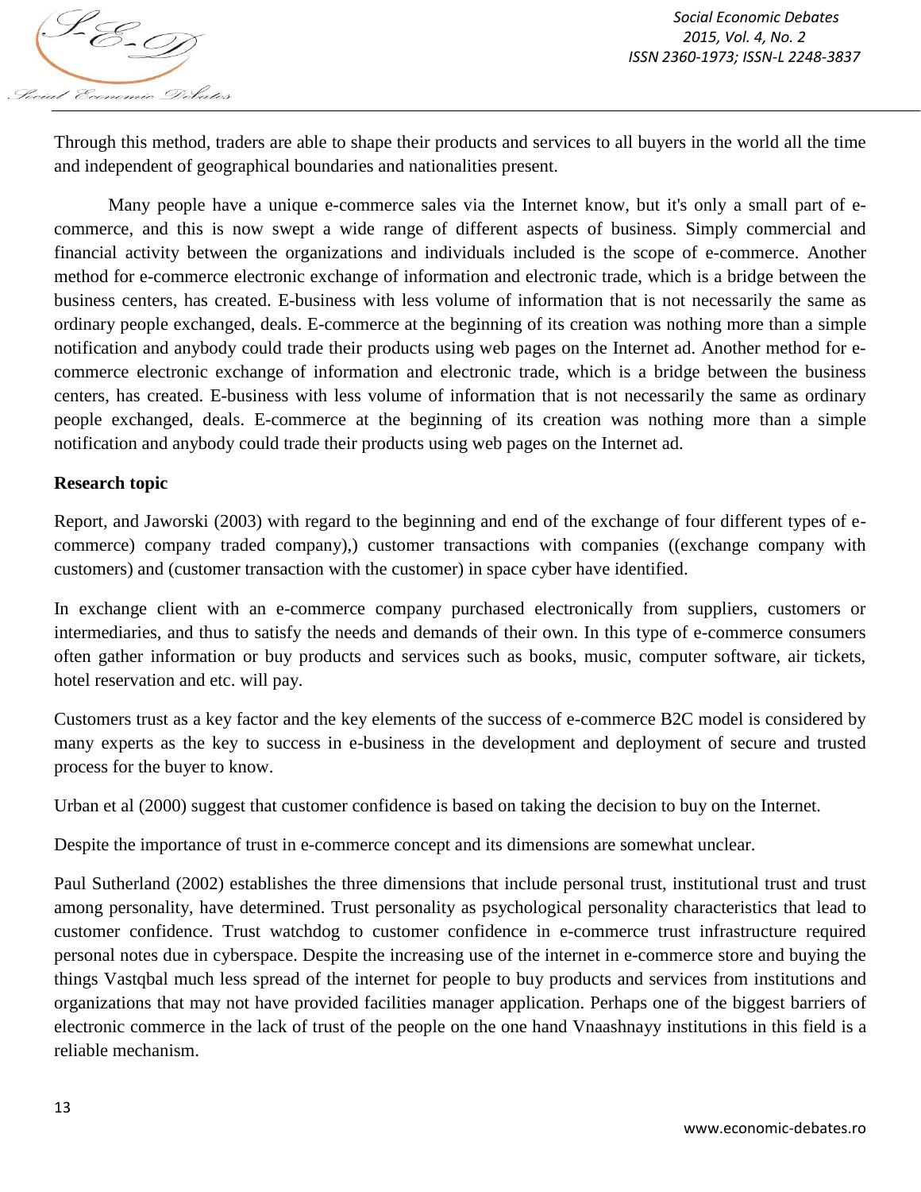Through this method, traders are able to shape their products and services to all buyers in the world all the time and independent of geographical boundaries and nationalities present.

Many people have a unique e-commerce sales via the Internet know, but it's only a small part of e-commerce, and this is now swept a wide range of different aspects of business. Simply commercial and financial activity between the organizations and individuals included is the scope of e-commerce. Another method for e-commerce electronic exchange of information and electronic trade, which is a bridge between the business centers, has created. E-business with less volume of information that is not necessarily the same as ordinary people exchanged, deals. E-commerce at the beginning of its creation was nothing more than a simple notification and anybody could trade their products using web pages on the Internet ad. Another method for e-commerce electronic exchange of information and electronic trade, which is a bridge between the business centers, has created. E-business with less volume of information that is not necessarily the same as ordinary people exchanged, deals. E-commerce at the beginning of its creation was nothing more than a simple notification and anybody could trade their products using web pages on the Internet ad.

**Research topic**

Report, and Jaworski (2003) with regard to the beginning and end of the exchange of four different types of e-commerce) company traded company),) customer transactions with companies ((exchange company with customers) and (customer transaction with the customer) in space cyber have identified.

In exchange client with an e-commerce company purchased electronically from suppliers, customers or intermediaries, and thus to satisfy the needs and demands of their own. In this type of e-commerce consumers often gather information or buy products and services such as books, music, computer software, air tickets, hotel reservation and etc. will pay.

Customers trust as a key factor and the key elements of the success of e-commerce B2C model is considered by many experts as the key to success in e-business in the development and deployment of secure and trusted process for the buyer to know.

Urban et al (2000) suggest that customer confidence is based on taking the decision to buy on the Internet.

Despite the importance of trust in e-commerce concept and its dimensions are somewhat unclear.

Paul Sutherland (2002) establishes the three dimensions that include personal trust, institutional trust and trust among personality, have determined. Trust personality as psychological personality characteristics that lead to customer confidence. Trust watchdog to customer confidence in e-commerce trust infrastructure required personal notes due in cyberspace. Despite the increasing use of the internet in e-commerce store and buying the things Vastqbal much less spread of the internet for people to buy products and services from institutions and organizations that may not have provided facilities manager application. Perhaps one of the biggest barriers of electronic commerce in the lack of trust of the people on the one hand Vnaashnayy institutions in this field is a reliable mechanism.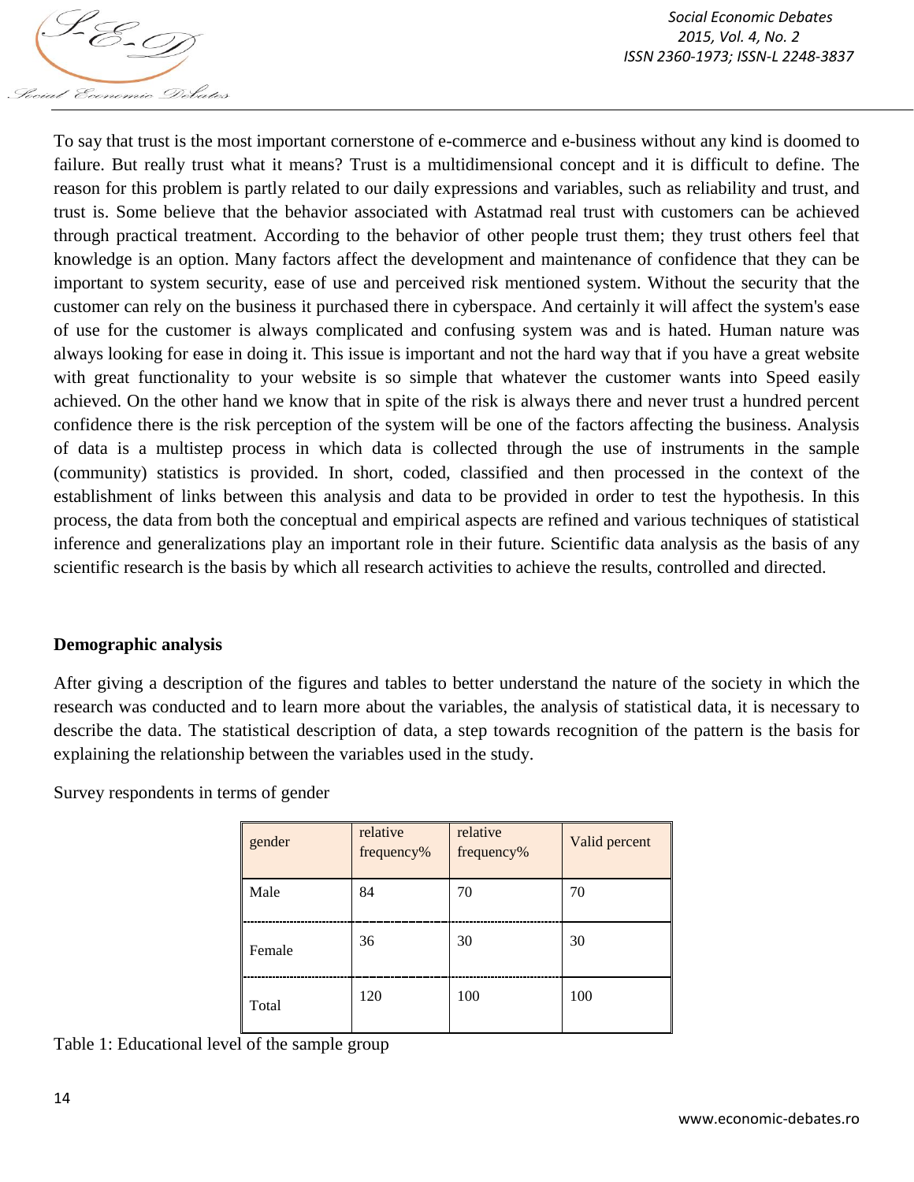To say that trust is the most important cornerstone of e-commerce and e-business without any kind is doomed to failure. But really trust what it means? Trust is a multidimensional concept and it is difficult to define. The reason for this problem is partly related to our daily expressions and variables, such as reliability and trust, and trust is. Some believe that the behavior associated with Astatmad real trust with customers can be achieved through practical treatment. According to the behavior of other people trust them; they trust others feel that knowledge is an option. Many factors affect the development and maintenance of confidence that they can be important to system security, ease of use and perceived risk mentioned system. Without the security that the customer can rely on the business it purchased there in cyberspace. And certainly it will affect the system's ease of use for the customer is always complicated and confusing system was and is hated. Human nature was always looking for ease in doing it. This issue is important and not the hard way that if you have a great website with great functionality to your website is so simple that whatever the customer wants into Speed easily achieved. On the other hand we know that in spite of the risk is always there and never trust a hundred percent confidence there is the risk perception of the system will be one of the factors affecting the business. Analysis of data is a multistep process in which data is collected through the use of instruments in the sample (community) statistics is provided. In short, coded, classified and then processed in the context of the establishment of links between this analysis and data to be provided in order to test the hypothesis. In this process, the data from both the conceptual and empirical aspects are refined and various techniques of statistical inference and generalizations play an important role in their future. Scientific data analysis as the basis of any scientific research is the basis by which all research activities to achieve the results, controlled and directed.

**Demographic analysis**

After giving a description of the figures and tables to better understand the nature of the society in which the research was conducted and to learn more about the variables, the analysis of statistical data, it is necessary to describe the data. The statistical description of data, a step towards recognition of the pattern is the basis for explaining the relationship between the variables used in the study.

Survey respondents in terms of gender

| gender | relative frequency% | relative frequency% | Valid percent |
|---|---|---|---|
| Male | 84 | 70 | 70 |
| Female | 36 | 30 | 30 |
| Total | 120 | 100 | 100 |

Table 1: Educational level of the sample group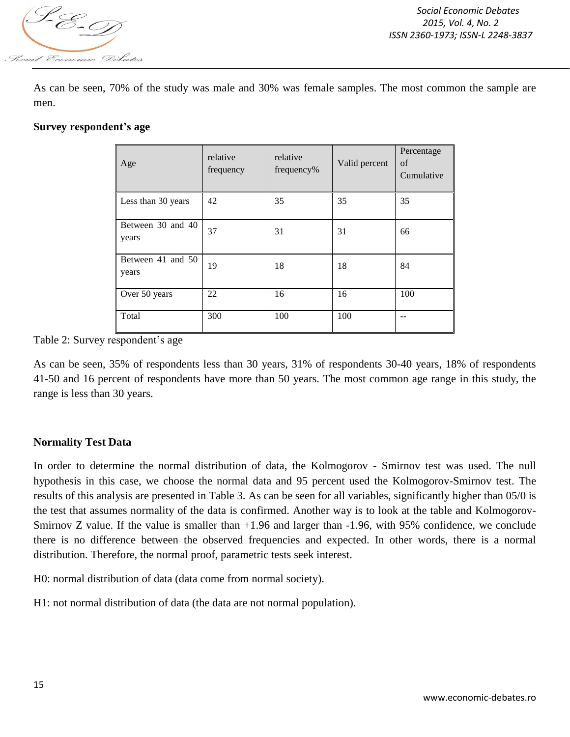As can be seen, 70% of the study was male and 30% was female samples. The most common the sample are men.

**Survey respondent's age**

| Age | relative frequency | relative frequency% | Valid percent | Percentage of Cumulative |
|---|---|---|---|---|
| Less than 30 years | 42 | 35 | 35 | 35 |
| Between 30 and 40 years | 37 | 31 | 31 | 66 |
| Between 41 and 50 years | 19 | 18 | 18 | 84 |
| Over 50 years | 22 | 16 | 16 | 100 |
| Total | 300 | 100 | 100 | -- |

Table 2: Survey respondent's age

As can be seen, 35% of respondents less than 30 years, 31% of respondents 30-40 years, 18% of respondents 41-50 and 16 percent of respondents have more than 50 years. The most common age range in this study, the range is less than 30 years.

**Normality Test Data**

In order to determine the normal distribution of data, the Kolmogorov - Smirnov test was used. The null hypothesis in this case, we choose the normal data and 95 percent used the Kolmogorov-Smirnov test. The results of this analysis are presented in Table 3. As can be seen for all variables, significantly higher than 05/0 is the test that assumes normality of the data is confirmed. Another way is to look at the table and Kolmogorov-Smirnov Z value. If the value is smaller than +1.96 and larger than -1.96, with 95% confidence, we conclude there is no difference between the observed frequencies and expected. In other words, there is a normal distribution. Therefore, the normal proof, parametric tests seek interest.

H0: normal distribution of data (data come from normal society).

H1: not normal distribution of data (the data are not normal population).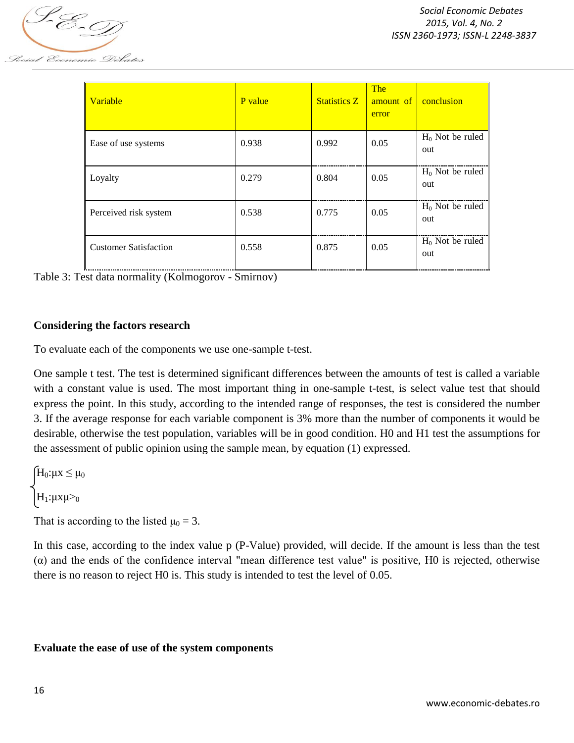| Variable | P value | Statistics Z | The amount of error | conclusion |
| --- | --- | --- | --- | --- |
| Ease of use systems | 0.938 | 0.992 | 0.05 | $H_0$ Not be ruled out |
| Loyalty | 0.279 | 0.804 | 0.05 | $H_0$ Not be ruled out |
| Perceived risk system | 0.538 | 0.775 | 0.05 | $H_0$ Not be ruled out |
| Customer Satisfaction | 0.558 | 0.875 | 0.05 | $H_0$ Not be ruled out |

Table 3: Test data normality (Kolmogorov - Smirnov)

**Considering the factors research**

To evaluate each of the components we use one-sample t-test.

One sample t test. The test is determined significant differences between the amounts of test is called a variable with a constant value is used. The most important thing in one-sample t-test, is select value test that should express the point. In this study, according to the intended range of responses, the test is considered the number 3. If the average response for each variable component is 3% more than the number of components it would be desirable, otherwise the test population, variables will be in good condition. H0 and H1 test the assumptions for the assessment of public opinion using the sample mean, by equation (1) expressed.

$$\begin{cases} H_0: \mu x \leq \mu_0 \\ H_1: \mu x \mu >_0 \end{cases}$$

That is according to the listed $\mu_0 = 3$.

In this case, according to the index value p (P-Value) provided, will decide. If the amount is less than the test (α) and the ends of the confidence interval "mean difference test value" is positive, H0 is rejected, otherwise there is no reason to reject H0 is. This study is intended to test the level of 0.05.

**Evaluate the ease of use of the system components**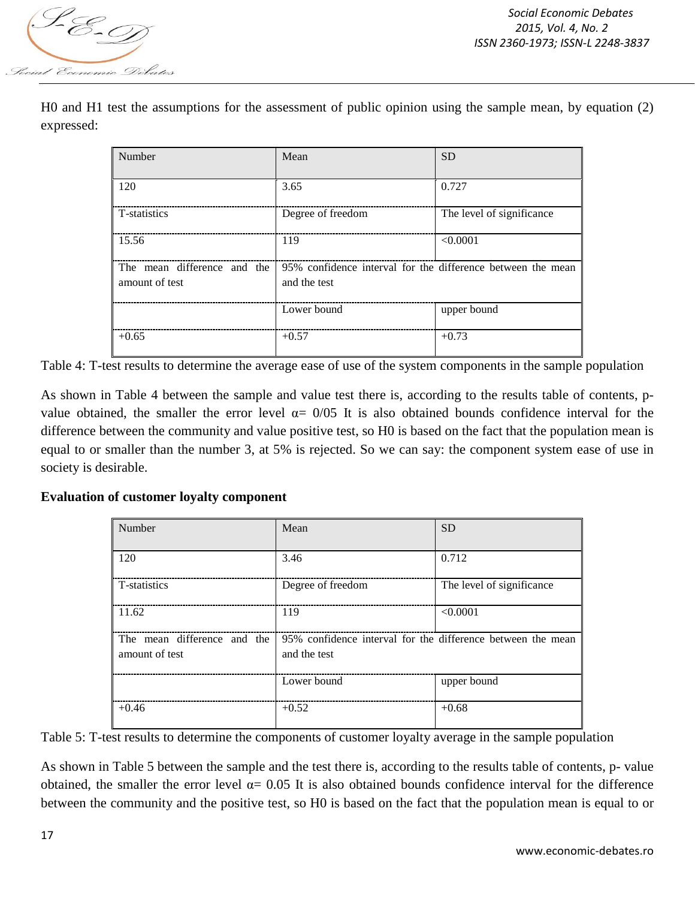H0 and H1 test the assumptions for the assessment of public opinion using the sample mean, by equation (2) expressed:

| Number | Mean | SD |
|---|---|---|
| 120 | 3.65 | 0.727 |
| T-statistics | Degree of freedom | The level of significance |
| 15.56 | 119 | <0.0001 |
| The mean difference and the amount of test | 95% confidence interval for the difference between the mean and the test | |
| | Lower bound | upper bound |
| +0.65 | +0.57 | +0.73 |

Table 4: T-test results to determine the average ease of use of the system components in the sample population

As shown in Table 4 between the sample and value test there is, according to the results table of contents, p-value obtained, the smaller the error level α= 0/05 It is also obtained bounds confidence interval for the difference between the community and value positive test, so H0 is based on the fact that the population mean is equal to or smaller than the number 3, at 5% is rejected. So we can say: the component system ease of use in society is desirable.

**Evaluation of customer loyalty component**

| Number | Mean | SD |
|---|---|---|
| 120 | 3.46 | 0.712 |
| T-statistics | Degree of freedom | The level of significance |
| 11.62 | 119 | <0.0001 |
| The mean difference and the amount of test | 95% confidence interval for the difference between the mean and the test | |
| | Lower bound | upper bound |
| +0.46 | +0.52 | +0.68 |

Table 5: T-test results to determine the components of customer loyalty average in the sample population

As shown in Table 5 between the sample and the test there is, according to the results table of contents, p- value obtained, the smaller the error level α= 0.05 It is also obtained bounds confidence interval for the difference between the community and the positive test, so H0 is based on the fact that the population mean is equal to or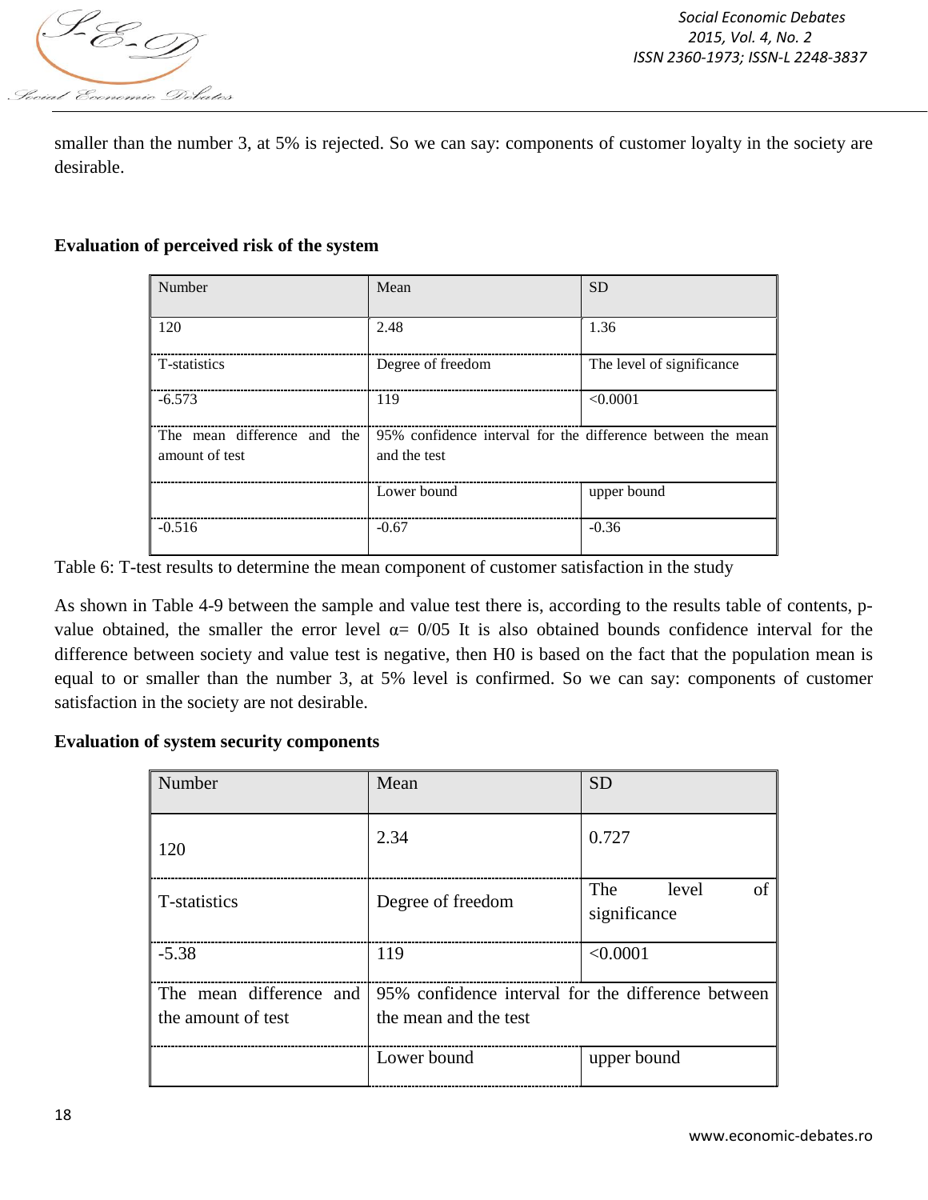smaller than the number 3, at 5% is rejected. So we can say: components of customer loyalty in the society are desirable.

**Evaluation of perceived risk of the system**

| Number | Mean | SD |
|---|---|---|
| 120 | 2.48 | 1.36 |
| T-statistics | Degree of freedom | The level of significance |
| -6.573 | 119 | <0.0001 |
| The mean difference and the amount of test | 95% confidence interval for the difference between the mean and the test | |
| | Lower bound | upper bound |
| -0.516 | -0.67 | -0.36 |

Table 6: T-test results to determine the mean component of customer satisfaction in the study

As shown in Table 4-9 between the sample and value test there is, according to the results table of contents, p-value obtained, the smaller the error level α= 0/05 It is also obtained bounds confidence interval for the difference between society and value test is negative, then H0 is based on the fact that the population mean is equal to or smaller than the number 3, at 5% level is confirmed. So we can say: components of customer satisfaction in the society are not desirable.

**Evaluation of system security components**

| Number | Mean | SD |
|---|---|---|
| 120 | 2.34 | 0.727 |
| T-statistics | Degree of freedom | The level of significance |
| -5.38 | 119 | <0.0001 |
| The mean difference and the amount of test | 95% confidence interval for the difference between the mean and the test | |
| | Lower bound | upper bound |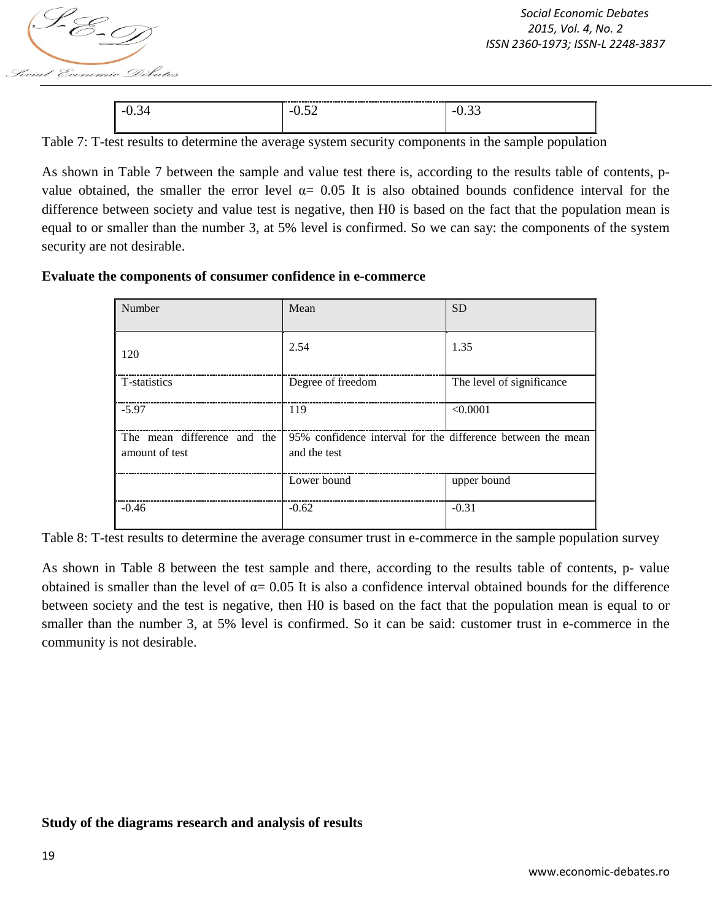| -0.34 | -0.52 | -0.33 |
|---|---|---|

Table 7: T-test results to determine the average system security components in the sample population

As shown in Table 7 between the sample and value test there is, according to the results table of contents, p-value obtained, the smaller the error level α= 0.05 It is also obtained bounds confidence interval for the difference between society and value test is negative, then H0 is based on the fact that the population mean is equal to or smaller than the number 3, at 5% level is confirmed. So we can say: the components of the system security are not desirable.

**Evaluate the components of consumer confidence in e-commerce**

| Number | Mean | SD |
|---|---|---|
| 120 | 2.54 | 1.35 |
| T-statistics | Degree of freedom | The level of significance |
| -5.97 | 119 | <0.0001 |
| The mean difference and the amount of test | 95% confidence interval for the difference between the mean and the test | |
| | Lower bound | upper bound |
| -0.46 | -0.62 | -0.31 |

Table 8: T-test results to determine the average consumer trust in e-commerce in the sample population survey

As shown in Table 8 between the test sample and there, according to the results table of contents, p- value obtained is smaller than the level of α= 0.05 It is also a confidence interval obtained bounds for the difference between society and the test is negative, then H0 is based on the fact that the population mean is equal to or smaller than the number 3, at 5% level is confirmed. So it can be said: customer trust in e-commerce in the community is not desirable.

**Study of the diagrams research and analysis of results**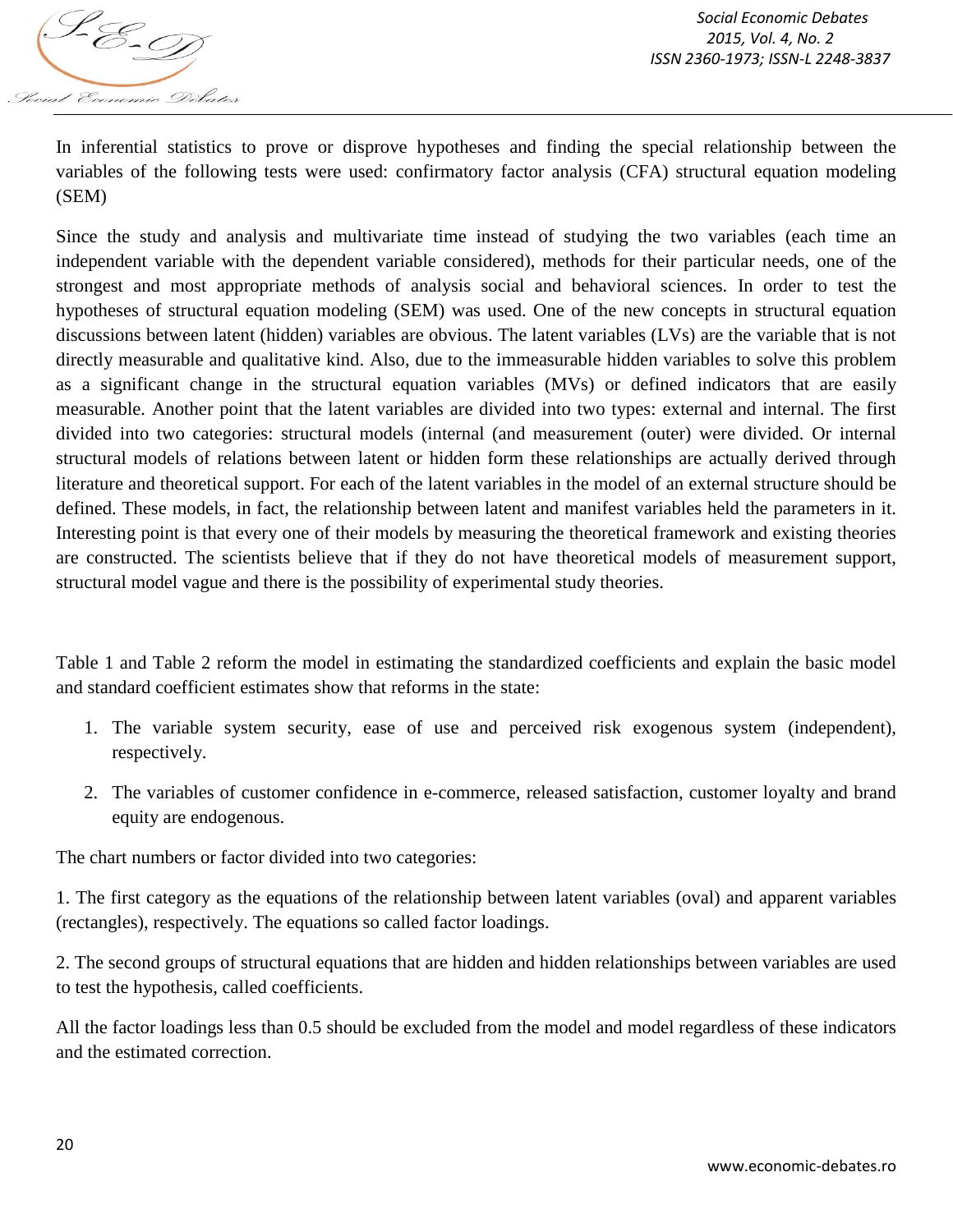In inferential statistics to prove or disprove hypotheses and finding the special relationship between the variables of the following tests were used: confirmatory factor analysis (CFA) structural equation modeling (SEM)

Since the study and analysis and multivariate time instead of studying the two variables (each time an independent variable with the dependent variable considered), methods for their particular needs, one of the strongest and most appropriate methods of analysis social and behavioral sciences. In order to test the hypotheses of structural equation modeling (SEM) was used. One of the new concepts in structural equation discussions between latent (hidden) variables are obvious. The latent variables (LVs) are the variable that is not directly measurable and qualitative kind. Also, due to the immeasurable hidden variables to solve this problem as a significant change in the structural equation variables (MVs) or defined indicators that are easily measurable. Another point that the latent variables are divided into two types: external and internal. The first divided into two categories: structural models (internal (and measurement (outer) were divided. Or internal structural models of relations between latent or hidden form these relationships are actually derived through literature and theoretical support. For each of the latent variables in the model of an external structure should be defined. These models, in fact, the relationship between latent and manifest variables held the parameters in it. Interesting point is that every one of their models by measuring the theoretical framework and existing theories are constructed. The scientists believe that if they do not have theoretical models of measurement support, structural model vague and there is the possibility of experimental study theories.

Table 1 and Table 2 reform the model in estimating the standardized coefficients and explain the basic model and standard coefficient estimates show that reforms in the state:

1. The variable system security, ease of use and perceived risk exogenous system (independent), respectively.
2. The variables of customer confidence in e-commerce, released satisfaction, customer loyalty and brand equity are endogenous.

The chart numbers or factor divided into two categories:

1. The first category as the equations of the relationship between latent variables (oval) and apparent variables (rectangles), respectively. The equations so called factor loadings.

2. The second groups of structural equations that are hidden and hidden relationships between variables are used to test the hypothesis, called coefficients.

All the factor loadings less than 0.5 should be excluded from the model and model regardless of these indicators and the estimated correction.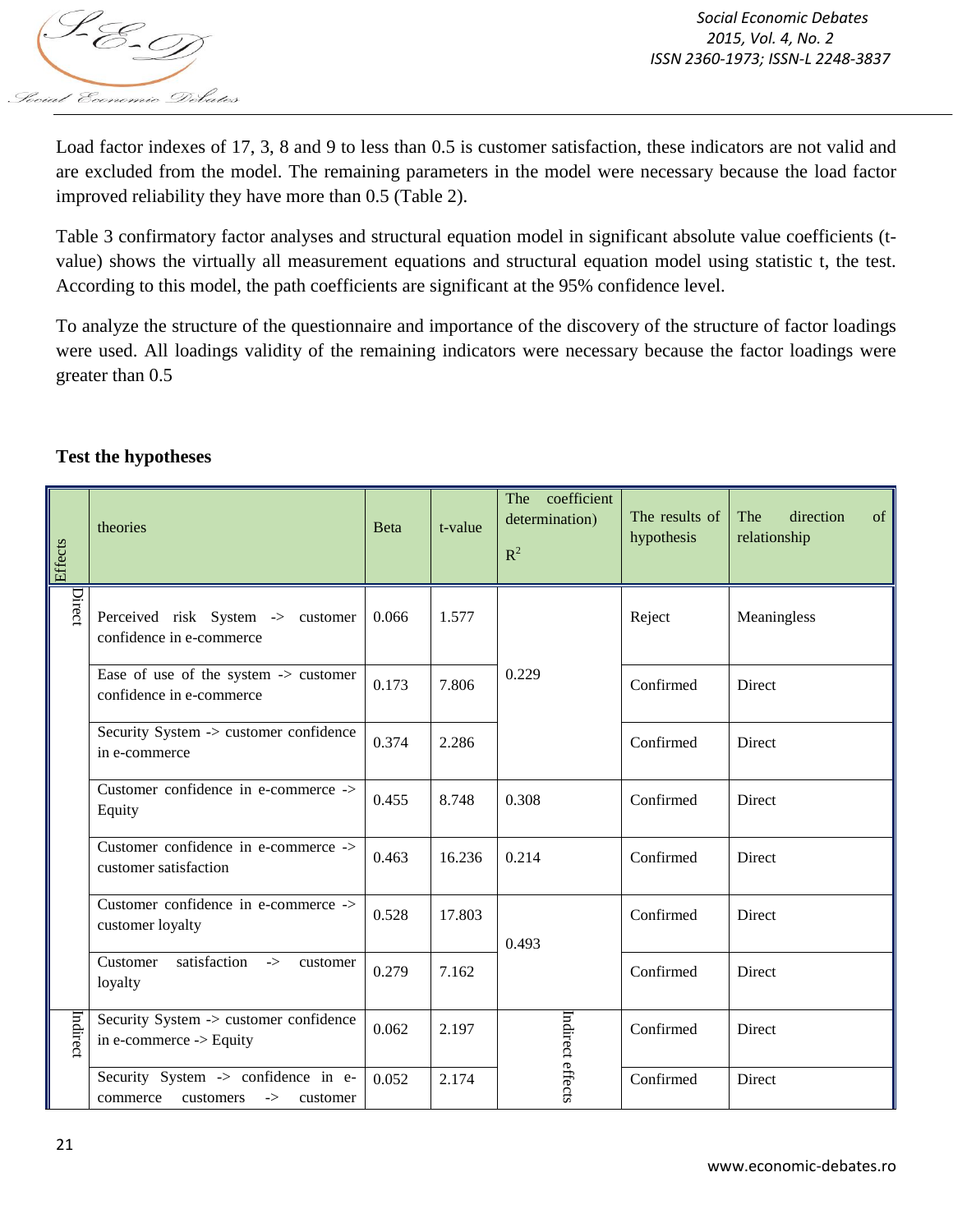Load factor indexes of 17, 3, 8 and 9 to less than 0.5 is customer satisfaction, these indicators are not valid and are excluded from the model. The remaining parameters in the model were necessary because the load factor improved reliability they have more than 0.5 (Table 2).

Table 3 confirmatory factor analyses and structural equation model in significant absolute value coefficients (t-value) shows the virtually all measurement equations and structural equation model using statistic t, the test. According to this model, the path coefficients are significant at the 95% confidence level.

To analyze the structure of the questionnaire and importance of the discovery of the structure of factor loadings were used. All loadings validity of the remaining indicators were necessary because the factor loadings were greater than 0.5

**Test the hypotheses**

| Effects | theories | Beta | t-value | The coefficient determination) $R^2$ | The results of hypothesis | The direction of relationship |
|---|---|---|---|---|---|---|
| Direct | Perceived risk System -> customer confidence in e-commerce | 0.066 | 1.577 | 0.229 | Reject | Meaningless |
| | Ease of use of the system -> customer confidence in e-commerce | 0.173 | 7.806 | | Confirmed | Direct |
| | Security System -> customer confidence in e-commerce | 0.374 | 2.286 | | Confirmed | Direct |
| | Customer confidence in e-commerce -> Equity | 0.455 | 8.748 | 0.308 | Confirmed | Direct |
| | Customer confidence in e-commerce -> customer satisfaction | 0.463 | 16.236 | 0.214 | Confirmed | Direct |
| | Customer confidence in e-commerce -> customer loyalty | 0.528 | 17.803 | 0.493 | Confirmed | Direct |
| | Customer satisfaction -> customer loyalty | 0.279 | 7.162 | | Confirmed | Direct |
| Indirect | Security System -> customer confidence in e-commerce -> Equity | 0.062 | 2.197 | Indirect effects | Confirmed | Direct |
| | Security System -> confidence in e-commerce customers -> customer | 0.052 | 2.174 | | Confirmed | Direct |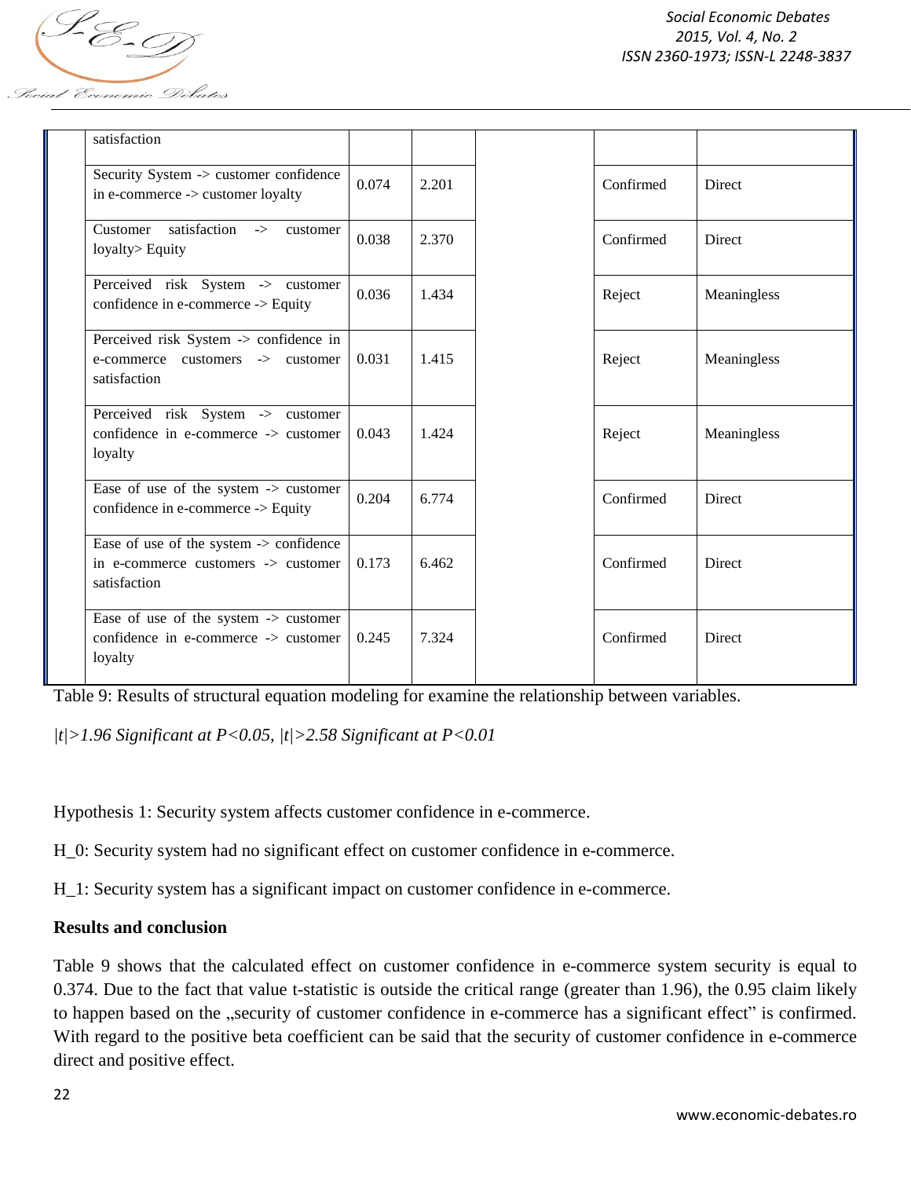| | | | | | |
|---|---|---|---|---|---|
| satisfaction | | | | | |
| Security System -> customer confidence in e-commerce -> customer loyalty | 0.074 | 2.201 | | Confirmed | Direct |
| Customer satisfaction -> customer loyalty> Equity | 0.038 | 2.370 | | Confirmed | Direct |
| Perceived risk System -> customer confidence in e-commerce -> Equity | 0.036 | 1.434 | | Reject | Meaningless |
| Perceived risk System -> confidence in e-commerce customers -> customer satisfaction | 0.031 | 1.415 | | Reject | Meaningless |
| Perceived risk System -> customer confidence in e-commerce -> customer loyalty | 0.043 | 1.424 | | Reject | Meaningless |
| Ease of use of the system -> customer confidence in e-commerce -> Equity | 0.204 | 6.774 | | Confirmed | Direct |
| Ease of use of the system -> confidence in e-commerce customers -> customer satisfaction | 0.173 | 6.462 | | Confirmed | Direct |
| Ease of use of the system -> customer confidence in e-commerce -> customer loyalty | 0.245 | 7.324 | | Confirmed | Direct |

Table 9: Results of structural equation modeling for examine the relationship between variables.

*$|t|>1.96$ Significant at $P<0.05$, $|t|>2.58$ Significant at $P<0.01$*

Hypothesis 1: Security system affects customer confidence in e-commerce.

$H_0$: Security system had no significant effect on customer confidence in e-commerce.

$H_1$: Security system has a significant impact on customer confidence in e-commerce.

**Results and conclusion**

Table 9 shows that the calculated effect on customer confidence in e-commerce system security is equal to 0.374. Due to the fact that value t-statistic is outside the critical range (greater than 1.96), the 0.95 claim likely to happen based on the „security of customer confidence in e-commerce has a significant effect" is confirmed. With regard to the positive beta coefficient can be said that the security of customer confidence in e-commerce direct and positive effect.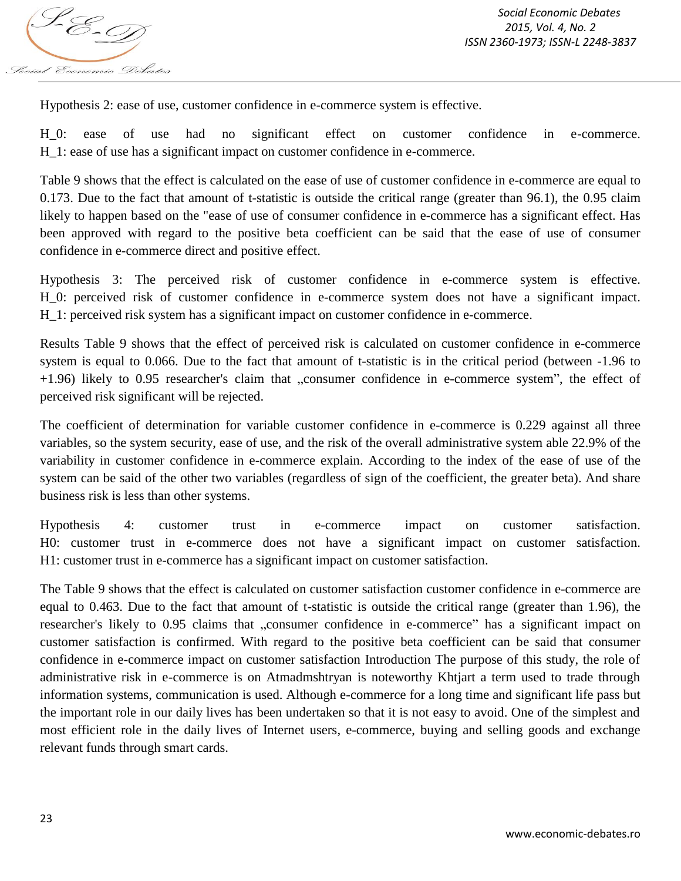Hypothesis 2: ease of use, customer confidence in e-commerce system is effective.

H_0: ease of use had no significant effect on customer confidence in e-commerce.
H_1: ease of use has a significant impact on customer confidence in e-commerce.

Table 9 shows that the effect is calculated on the ease of use of customer confidence in e-commerce are equal to 0.173. Due to the fact that amount of t-statistic is outside the critical range (greater than 96.1), the 0.95 claim likely to happen based on the "ease of use of consumer confidence in e-commerce has a significant effect. Has been approved with regard to the positive beta coefficient can be said that the ease of use of consumer confidence in e-commerce direct and positive effect.

Hypothesis 3: The perceived risk of customer confidence in e-commerce system is effective.
H_0: perceived risk of customer confidence in e-commerce system does not have a significant impact.
H_1: perceived risk system has a significant impact on customer confidence in e-commerce.

Results Table 9 shows that the effect of perceived risk is calculated on customer confidence in e-commerce system is equal to 0.066. Due to the fact that amount of t-statistic is in the critical period (between -1.96 to +1.96) likely to 0.95 researcher's claim that „consumer confidence in e-commerce system", the effect of perceived risk significant will be rejected.

The coefficient of determination for variable customer confidence in e-commerce is 0.229 against all three variables, so the system security, ease of use, and the risk of the overall administrative system able 22.9% of the variability in customer confidence in e-commerce explain. According to the index of the ease of use of the system can be said of the other two variables (regardless of sign of the coefficient, the greater beta). And share business risk is less than other systems.

Hypothesis 4: customer trust in e-commerce impact on customer satisfaction.
H0: customer trust in e-commerce does not have a significant impact on customer satisfaction.
H1: customer trust in e-commerce has a significant impact on customer satisfaction.

The Table 9 shows that the effect is calculated on customer satisfaction customer confidence in e-commerce are equal to 0.463. Due to the fact that amount of t-statistic is outside the critical range (greater than 1.96), the researcher's likely to 0.95 claims that „consumer confidence in e-commerce" has a significant impact on customer satisfaction is confirmed. With regard to the positive beta coefficient can be said that consumer confidence in e-commerce impact on customer satisfaction Introduction The purpose of this study, the role of administrative risk in e-commerce is on Atmadmshtryan is noteworthy Khtjart a term used to trade through information systems, communication is used. Although e-commerce for a long time and significant life pass but the important role in our daily lives has been undertaken so that it is not easy to avoid. One of the simplest and most efficient role in the daily lives of Internet users, e-commerce, buying and selling goods and exchange relevant funds through smart cards.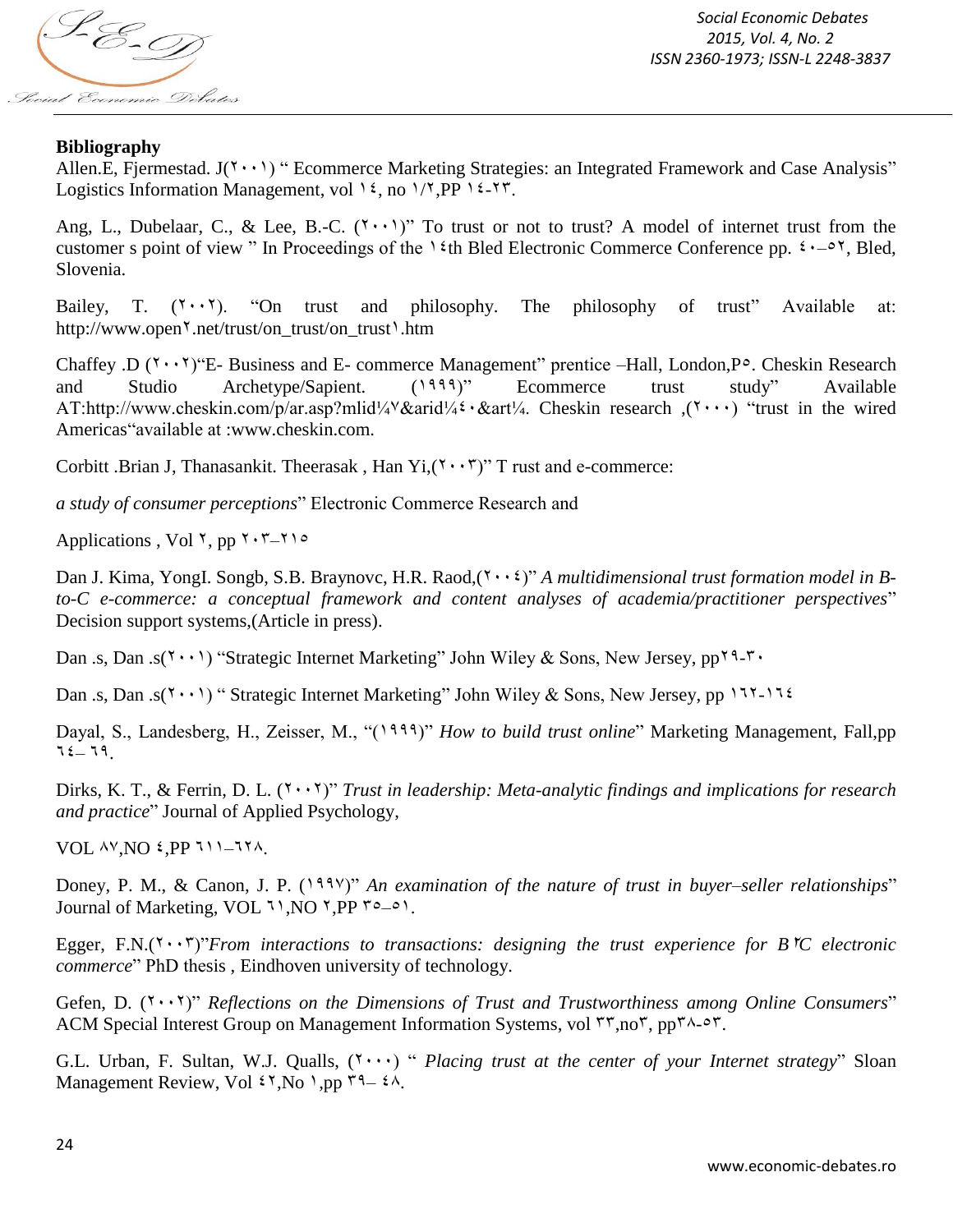**Bibliography**

Allen.E, Fjermestad. J(٢٠٠١) " Ecommerce Marketing Strategies: an Integrated Framework and Case Analysis" Logistics Information Management, vol ١٤, no ١/٢,PP ١٤-٢٣.

Ang, L., Dubelaar, C., & Lee, B.-C. (٢٠٠١)" To trust or not to trust? A model of internet trust from the customer s point of view " In Proceedings of the ١٤th Bled Electronic Commerce Conference pp. ٤٠–٥٢, Bled, Slovenia.

Bailey, T. (٢٠٠٢). "On trust and philosophy. The philosophy of trust" Available at: http://www.open٢.net/trust/on_trust/on_trust١.htm

Chaffey .D (٢٠٠٢)"E- Business and E- commerce Management" prentice –Hall, London,P٥. Cheskin Research and Studio Archetype/Sapient. (١٩٩٩)" Ecommerce trust study" Available AT:http://www.cheskin.com/p/ar.asp?mlid¼٧&arid¼٤٠&art¼. Cheskin research ,(٢٠٠٠) "trust in the wired Americas"available at :www.cheskin.com.

Corbitt .Brian J, Thanasankit. Theerasak , Han Yi,(٢٠٠٣)" T rust and e-commerce:

*a study of consumer perceptions*" Electronic Commerce Research and

Applications , Vol ٢, pp ٢٠٣–٢١٥

Dan J. Kima, YongI. Songb, S.B. Braynovc, H.R. Raod,(٢٠٠٤)" *A multidimensional trust formation model in B-to-C e-commerce: a conceptual framework and content analyses of academia/practitioner perspectives*" Decision support systems,(Article in press).

Dan .s, Dan .s(٢٠٠١) "Strategic Internet Marketing" John Wiley & Sons, New Jersey, pp٢٩-٣٠

Dan .s, Dan .s(٢٠٠١) " Strategic Internet Marketing" John Wiley & Sons, New Jersey, pp ١٦٢-١٦٤

Dayal, S., Landesberg, H., Zeisser, M., "(١٩٩٩)" *How to build trust online*" Marketing Management, Fall,pp ٦٤– ٦٩.

Dirks, K. T., & Ferrin, D. L. (٢٠٠٢)" *Trust in leadership: Meta-analytic findings and implications for research and practice*" Journal of Applied Psychology,

VOL ٨٧,NO ٤,PP ٦١١–٦٢٨.

Doney, P. M., & Canon, J. P. (١٩٩٧)" *An examination of the nature of trust in buyer–seller relationships*" Journal of Marketing, VOL ٦١,NO ٢,PP ٣٥–٥١.

Egger, F.N.(٢٠٠٣)"*From interactions to transactions: designing the trust experience for B٢C electronic commerce*" PhD thesis , Eindhoven university of technology.

Gefen, D. (٢٠٠٢)" *Reflections on the Dimensions of Trust and Trustworthiness among Online Consumers*" ACM Special Interest Group on Management Information Systems, vol ٣٣,no٣, pp٣٨-٥٣.

G.L. Urban, F. Sultan, W.J. Qualls, (٢٠٠٠) " *Placing trust at the center of your Internet strategy*" Sloan Management Review, Vol ٤٢,No ١,pp ٣٩– ٤٨.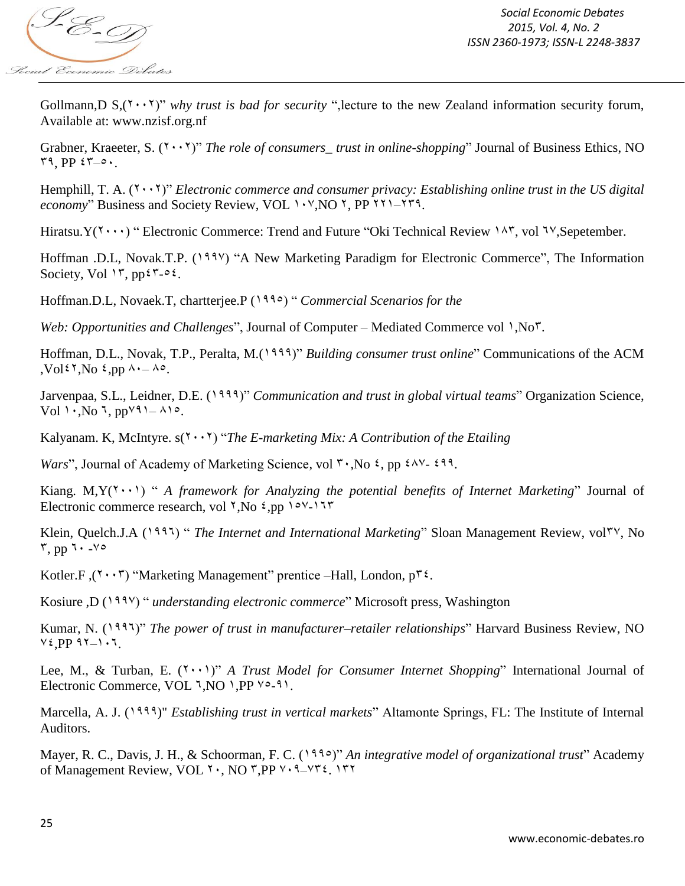Gollmann,D S,(٢٠٠٢)" *why trust is bad for security* ",lecture to the new Zealand information security forum, Available at: www.nzisf.org.nf

Grabner, Kraeeter, S. (٢٠٠٢)" *The role of consumers_ trust in online-shopping*" Journal of Business Ethics, NO ٣٩, PP ٤٣–٥٠.

Hemphill, T. A. (٢٠٠٢)" *Electronic commerce and consumer privacy: Establishing online trust in the US digital economy*" Business and Society Review, VOL ١٠٧,NO ٢, PP ٢٢١–٢٣٩.

Hiratsu.Y(٢٠٠٠) " Electronic Commerce: Trend and Future "Oki Technical Review ١٨٣, vol ٦٧,Sepetember.

Hoffman .D.L, Novak.T.P. (١٩٩٧) "A New Marketing Paradigm for Electronic Commerce", The Information Society, Vol ١٣, pp٤٣-٥٤.

Hoffman.D.L, Novaek.T, chartterjee.P (١٩٩٥) " *Commercial Scenarios for the Web: Opportunities and Challenges*", Journal of Computer – Mediated Commerce vol ١,No٣.

Hoffman, D.L., Novak, T.P., Peralta, M.(١٩٩٩)" *Building consumer trust online*" Communications of the ACM ,Vol٤٢,No ٤,pp ٨٠– ٨٥.

Jarvenpaa, S.L., Leidner, D.E. (١٩٩٩)" *Communication and trust in global virtual teams*" Organization Science, Vol ١٠,No ٦, pp٧٩١– ٨١٥.

Kalyanam. K, McIntyre. s(٢٠٠٢) "*The E-marketing Mix: A Contribution of the Etailing Wars*", Journal of Academy of Marketing Science, vol ٣٠,No ٤, pp ٤٨٧- ٤٩٩.

Kiang. M,Y(٢٠٠١) " *A framework for Analyzing the potential benefits of Internet Marketing*" Journal of Electronic commerce research, vol ٢,No ٤,pp ١٥٧-١٦٣

Klein, Quelch.J.A (١٩٩٦) " *The Internet and International Marketing*" Sloan Management Review, vol٣٧, No ٣, pp ٦٠ -٧٥

Kotler.F ,(٢٠٠٣) "Marketing Management" prentice –Hall, London, p٣٤.

Kosiure ,D (١٩٩٧) " *understanding electronic commerce*" Microsoft press, Washington

Kumar, N. (١٩٩٦)" *The power of trust in manufacturer–retailer relationships*" Harvard Business Review, NO ٧٤,PP ٩٢–١٠٦.

Lee, M., & Turban, E. (٢٠٠١)" *A Trust Model for Consumer Internet Shopping*" International Journal of Electronic Commerce, VOL ٦,NO ١,PP ٧٥-٩١.

Marcella, A. J. (١٩٩٩)" *Establishing trust in vertical markets*" Altamonte Springs, FL: The Institute of Internal Auditors.

Mayer, R. C., Davis, J. H., & Schoorman, F. C. (١٩٩٥)" *An integrative model of organizational trust*" Academy of Management Review, VOL ٢٠, NO ٣,PP ٧٠٩–٧٣٤. ١٣٢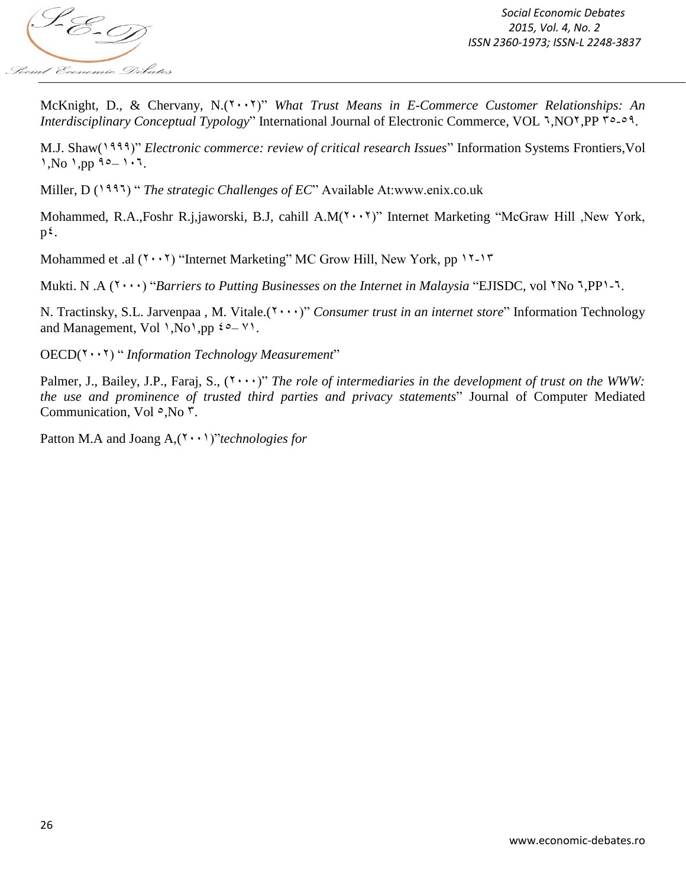McKnight, D., & Chervany, N.(٢٠٠٢)" *What Trust Means in E-Commerce Customer Relationships: An Interdisciplinary Conceptual Typology*" International Journal of Electronic Commerce, VOL ٦,NO٢,PP ٣٥-٥٩.

M.J. Shaw(١٩٩٩)" *Electronic commerce: review of critical research Issues*" Information Systems Frontiers,Vol ١,No ١,pp ٩٥– ١٠٦.

Miller, D (١٩٩٦) " *The strategic Challenges of EC*" Available At:www.enix.co.uk

Mohammed, R.A.,Foshr R.j,jaworski, B.J, cahill A.M(٢٠٠٢)" Internet Marketing "McGraw Hill ,New York, p٤.

Mohammed et .al (٢٠٠٢) "Internet Marketing" MC Grow Hill, New York, pp ١٢-١٣

Mukti. N .A (٢٠٠٠) "*Barriers to Putting Businesses on the Internet in Malaysia* "EJISDC, vol ٢No ٦,PP١-٦.

N. Tractinsky, S.L. Jarvenpaa , M. Vitale.(٢٠٠٠)" *Consumer trust in an internet store*" Information Technology and Management, Vol ١,No١,pp ٤٥– ٧١.

OECD(٢٠٠٢) " *Information Technology Measurement*"

Palmer, J., Bailey, J.P., Faraj, S., (٢٠٠٠)" *The role of intermediaries in the development of trust on the WWW: the use and prominence of trusted third parties and privacy statements*" Journal of Computer Mediated Communication, Vol ٥,No ٣.

Patton M.A and Joang A,(٢٠٠١)"*technologies for*